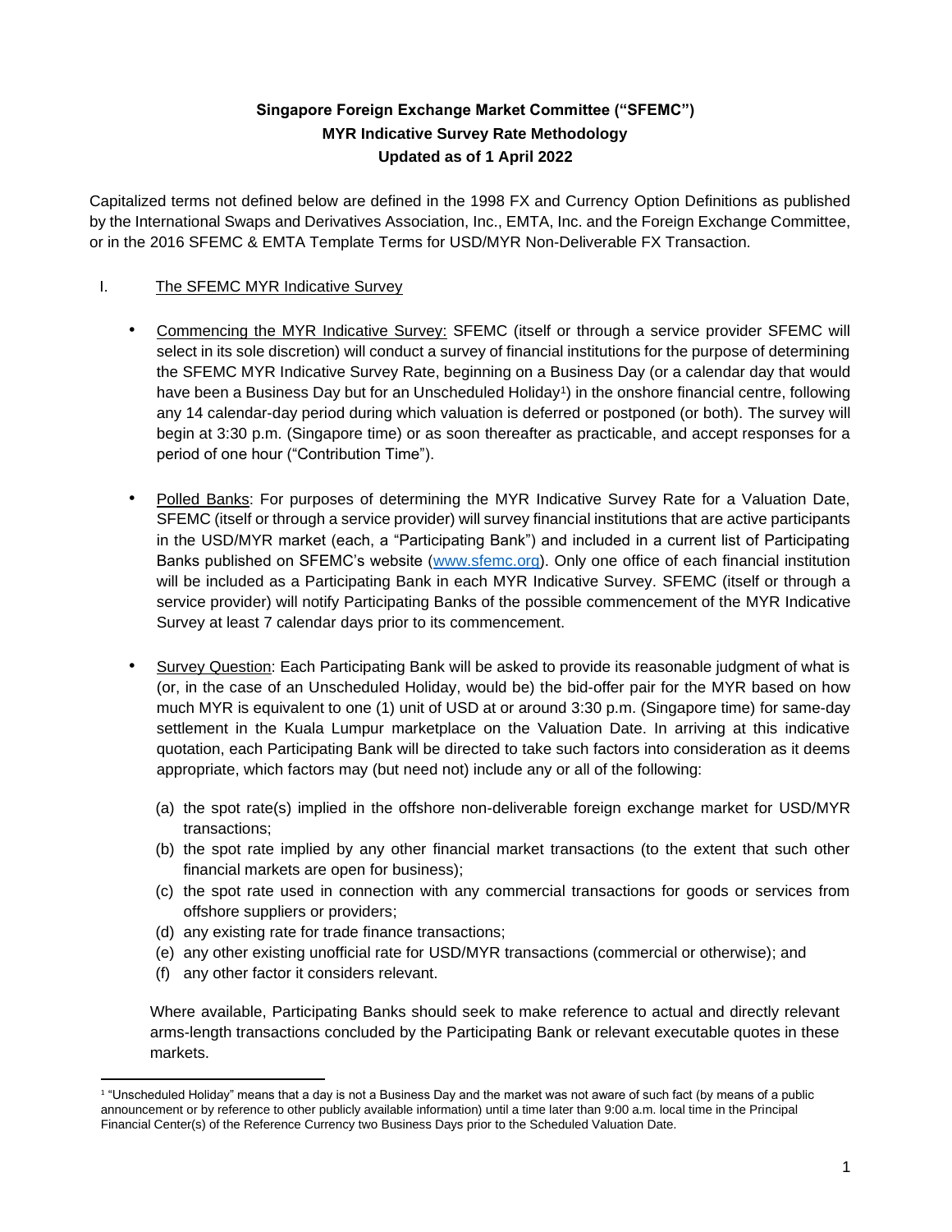**Singapore Foreign Exchange Market Committee ("SFEMC")**
**MYR Indicative Survey Rate Methodology**
**Updated as of 1 April 2022**

Capitalized terms not defined below are defined in the 1998 FX and Currency Option Definitions as published by the International Swaps and Derivatives Association, Inc., EMTA, Inc. and the Foreign Exchange Committee, or in the 2016 SFEMC & EMTA Template Terms for USD/MYR Non-Deliverable FX Transaction.

I. The SFEMC MYR Indicative Survey

- Commencing the MYR Indicative Survey: SFEMC (itself or through a service provider SFEMC will select in its sole discretion) will conduct a survey of financial institutions for the purpose of determining the SFEMC MYR Indicative Survey Rate, beginning on a Business Day (or a calendar day that would have been a Business Day but for an Unscheduled Holiday[1]) in the onshore financial centre, following any 14 calendar-day period during which valuation is deferred or postponed (or both). The survey will begin at 3:30 p.m. (Singapore time) or as soon thereafter as practicable, and accept responses for a period of one hour ("Contribution Time").

- Polled Banks: For purposes of determining the MYR Indicative Survey Rate for a Valuation Date, SFEMC (itself or through a service provider) will survey financial institutions that are active participants in the USD/MYR market (each, a "Participating Bank") and included in a current list of Participating Banks published on SFEMC's website (www.sfemc.org). Only one office of each financial institution will be included as a Participating Bank in each MYR Indicative Survey. SFEMC (itself or through a service provider) will notify Participating Banks of the possible commencement of the MYR Indicative Survey at least 7 calendar days prior to its commencement.

- Survey Question: Each Participating Bank will be asked to provide its reasonable judgment of what is (or, in the case of an Unscheduled Holiday, would be) the bid-offer pair for the MYR based on how much MYR is equivalent to one (1) unit of USD at or around 3:30 p.m. (Singapore time) for same-day settlement in the Kuala Lumpur marketplace on the Valuation Date. In arriving at this indicative quotation, each Participating Bank will be directed to take such factors into consideration as it deems appropriate, which factors may (but need not) include any or all of the following:

  (a) the spot rate(s) implied in the offshore non-deliverable foreign exchange market for USD/MYR transactions;
  (b) the spot rate implied by any other financial market transactions (to the extent that such other financial markets are open for business);
  (c) the spot rate used in connection with any commercial transactions for goods or services from offshore suppliers or providers;
  (d) any existing rate for trade finance transactions;
  (e) any other existing unofficial rate for USD/MYR transactions (commercial or otherwise); and
  (f) any other factor it considers relevant.

  Where available, Participating Banks should seek to make reference to actual and directly relevant arms-length transactions concluded by the Participating Bank or relevant executable quotes in these markets.

---

[1] "Unscheduled Holiday" means that a day is not a Business Day and the market was not aware of such fact (by means of a public announcement or by reference to other publicly available information) until a time later than 9:00 a.m. local time in the Principal Financial Center(s) of the Reference Currency two Business Days prior to the Scheduled Valuation Date.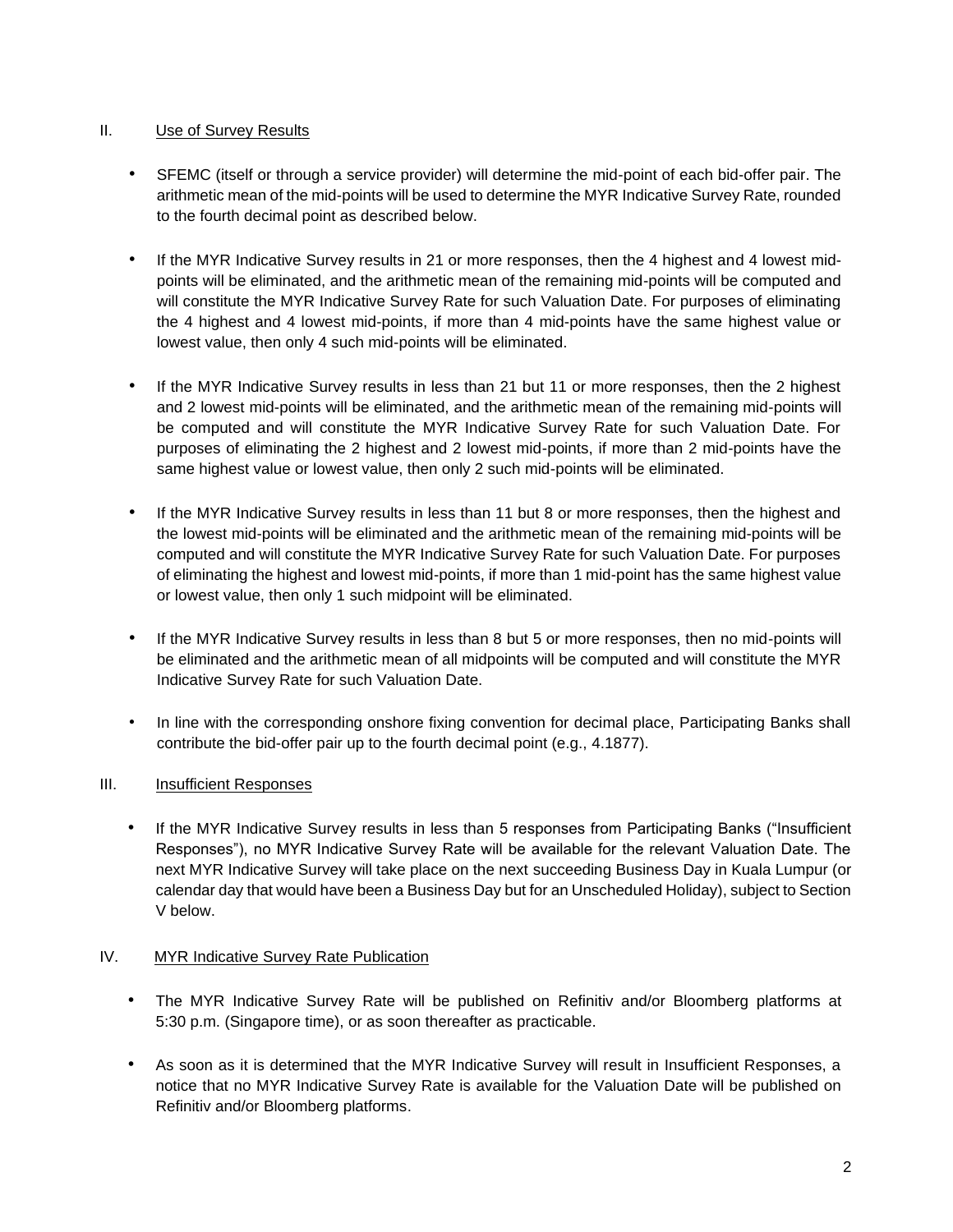## II. Use of Survey Results

- SFEMC (itself or through a service provider) will determine the mid-point of each bid-offer pair. The arithmetic mean of the mid-points will be used to determine the MYR Indicative Survey Rate, rounded to the fourth decimal point as described below.

- If the MYR Indicative Survey results in 21 or more responses, then the 4 highest and 4 lowest mid-points will be eliminated, and the arithmetic mean of the remaining mid-points will be computed and will constitute the MYR Indicative Survey Rate for such Valuation Date. For purposes of eliminating the 4 highest and 4 lowest mid-points, if more than 4 mid-points have the same highest value or lowest value, then only 4 such mid-points will be eliminated.

- If the MYR Indicative Survey results in less than 21 but 11 or more responses, then the 2 highest and 2 lowest mid-points will be eliminated, and the arithmetic mean of the remaining mid-points will be computed and will constitute the MYR Indicative Survey Rate for such Valuation Date. For purposes of eliminating the 2 highest and 2 lowest mid-points, if more than 2 mid-points have the same highest value or lowest value, then only 2 such mid-points will be eliminated.

- If the MYR Indicative Survey results in less than 11 but 8 or more responses, then the highest and the lowest mid-points will be eliminated and the arithmetic mean of the remaining mid-points will be computed and will constitute the MYR Indicative Survey Rate for such Valuation Date. For purposes of eliminating the highest and lowest mid-points, if more than 1 mid-point has the same highest value or lowest value, then only 1 such midpoint will be eliminated.

- If the MYR Indicative Survey results in less than 8 but 5 or more responses, then no mid-points will be eliminated and the arithmetic mean of all midpoints will be computed and will constitute the MYR Indicative Survey Rate for such Valuation Date.

- In line with the corresponding onshore fixing convention for decimal place, Participating Banks shall contribute the bid-offer pair up to the fourth decimal point (e.g., 4.1877).

## III. Insufficient Responses

- If the MYR Indicative Survey results in less than 5 responses from Participating Banks ("Insufficient Responses"), no MYR Indicative Survey Rate will be available for the relevant Valuation Date. The next MYR Indicative Survey will take place on the next succeeding Business Day in Kuala Lumpur (or calendar day that would have been a Business Day but for an Unscheduled Holiday), subject to Section V below.

## IV. MYR Indicative Survey Rate Publication

- The MYR Indicative Survey Rate will be published on Refinitiv and/or Bloomberg platforms at 5:30 p.m. (Singapore time), or as soon thereafter as practicable.

- As soon as it is determined that the MYR Indicative Survey will result in Insufficient Responses, a notice that no MYR Indicative Survey Rate is available for the Valuation Date will be published on Refinitiv and/or Bloomberg platforms.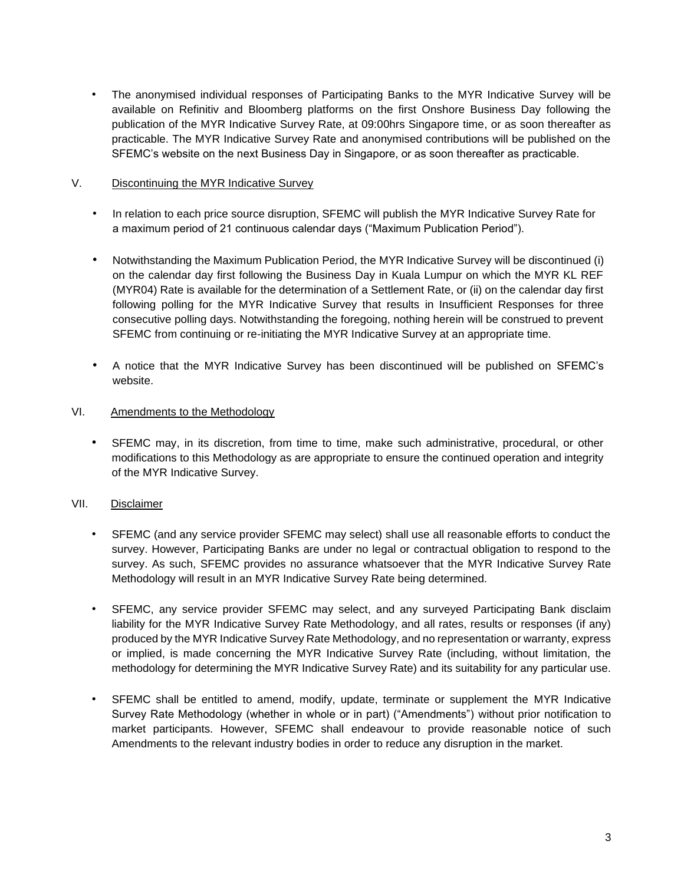- The anonymised individual responses of Participating Banks to the MYR Indicative Survey will be available on Refinitiv and Bloomberg platforms on the first Onshore Business Day following the publication of the MYR Indicative Survey Rate, at 09:00hrs Singapore time, or as soon thereafter as practicable. The MYR Indicative Survey Rate and anonymised contributions will be published on the SFEMC's website on the next Business Day in Singapore, or as soon thereafter as practicable.

## V. Discontinuing the MYR Indicative Survey

- In relation to each price source disruption, SFEMC will publish the MYR Indicative Survey Rate for a maximum period of 21 continuous calendar days ("Maximum Publication Period").

- Notwithstanding the Maximum Publication Period, the MYR Indicative Survey will be discontinued (i) on the calendar day first following the Business Day in Kuala Lumpur on which the MYR KL REF (MYR04) Rate is available for the determination of a Settlement Rate, or (ii) on the calendar day first following polling for the MYR Indicative Survey that results in Insufficient Responses for three consecutive polling days. Notwithstanding the foregoing, nothing herein will be construed to prevent SFEMC from continuing or re-initiating the MYR Indicative Survey at an appropriate time.

- A notice that the MYR Indicative Survey has been discontinued will be published on SFEMC's website.

## VI. Amendments to the Methodology

- SFEMC may, in its discretion, from time to time, make such administrative, procedural, or other modifications to this Methodology as are appropriate to ensure the continued operation and integrity of the MYR Indicative Survey.

## VII. Disclaimer

- SFEMC (and any service provider SFEMC may select) shall use all reasonable efforts to conduct the survey. However, Participating Banks are under no legal or contractual obligation to respond to the survey. As such, SFEMC provides no assurance whatsoever that the MYR Indicative Survey Rate Methodology will result in an MYR Indicative Survey Rate being determined.

- SFEMC, any service provider SFEMC may select, and any surveyed Participating Bank disclaim liability for the MYR Indicative Survey Rate Methodology, and all rates, results or responses (if any) produced by the MYR Indicative Survey Rate Methodology, and no representation or warranty, express or implied, is made concerning the MYR Indicative Survey Rate (including, without limitation, the methodology for determining the MYR Indicative Survey Rate) and its suitability for any particular use.

- SFEMC shall be entitled to amend, modify, update, terminate or supplement the MYR Indicative Survey Rate Methodology (whether in whole or in part) ("Amendments") without prior notification to market participants. However, SFEMC shall endeavour to provide reasonable notice of such Amendments to the relevant industry bodies in order to reduce any disruption in the market.